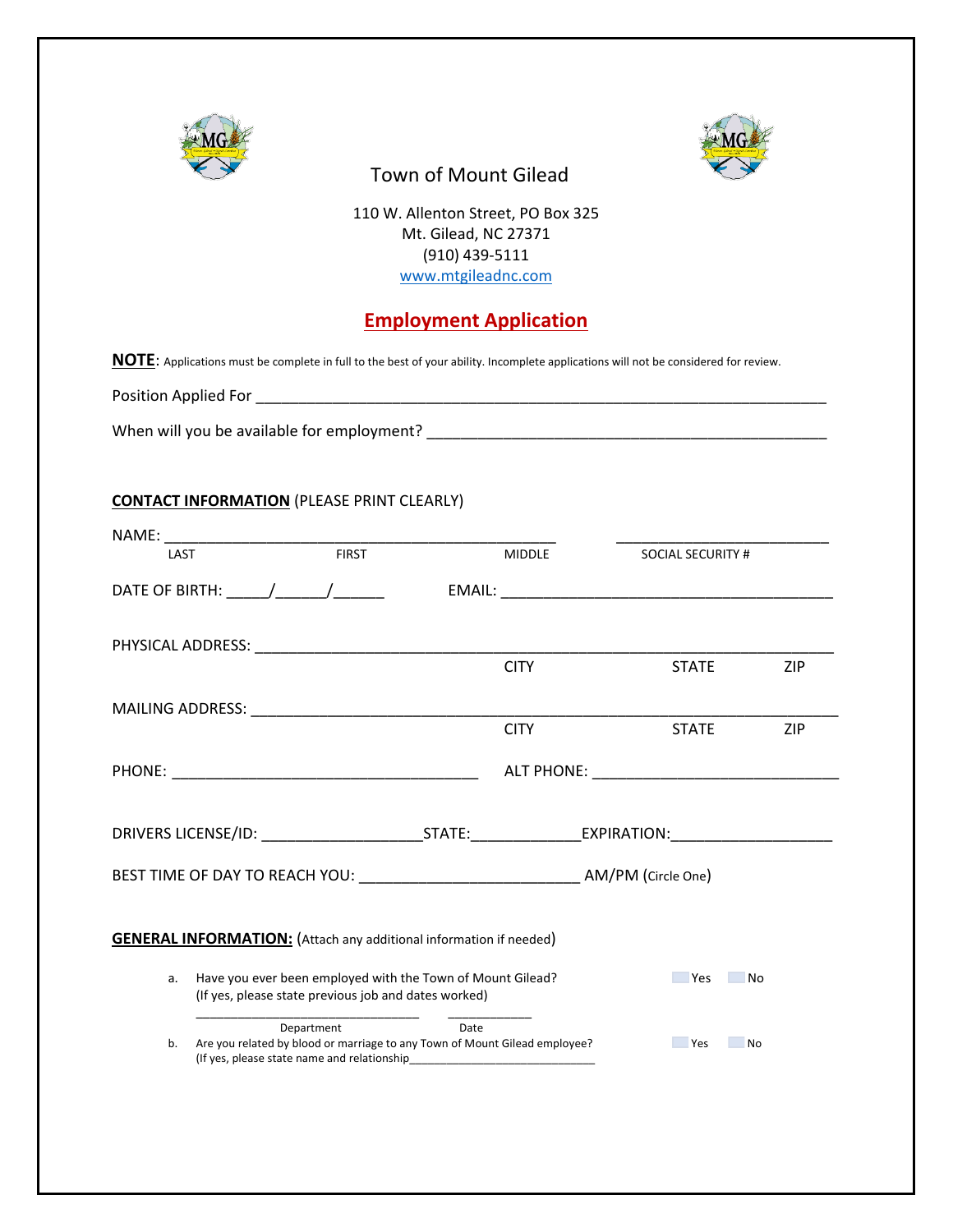# Town of Mount Gilead

110 W. Allenton Street, PO Box 325
Mt. Gilead, NC 27371
(910) 439-5111
www.mtgileadnc.com

## Employment Application

**NOTE**: Applications must be complete in full to the best of your ability. Incomplete applications will not be considered for review.

Position Applied For ______________________________________________________________________

When will you be available for employment? ________________________________________________

**CONTACT INFORMATION** (PLEASE PRINT CLEARLY)

NAME: _______________________________________________ _________________________
LAST FIRST MIDDLE SOCIAL SECURITY #

DATE OF BIRTH: _____/______/______ EMAIL: ________________________________________

PHYSICAL ADDRESS: _____________________________________________________________________
CITY STATE ZIP

MAILING ADDRESS: ______________________________________________________________________
CITY STATE ZIP

PHONE: ____________________________________ ALT PHONE: ____________________________

DRIVERS LICENSE/ID: ___________________STATE:_____________EXPIRATION:___________________

BEST TIME OF DAY TO REACH YOU: _________________________ AM/PM (Circle One)

**GENERAL INFORMATION:** (Attach any additional information if needed)

a. Have you ever been employed with the Town of Mount Gilead? ☐ Yes ☐ No
(If yes, please state previous job and dates worked)

_____________________________ ___________
Department Date

b. Are you related by blood or marriage to any Town of Mount Gilead employee? ☐ Yes ☐ No
(If yes, please state name and relationship____________________________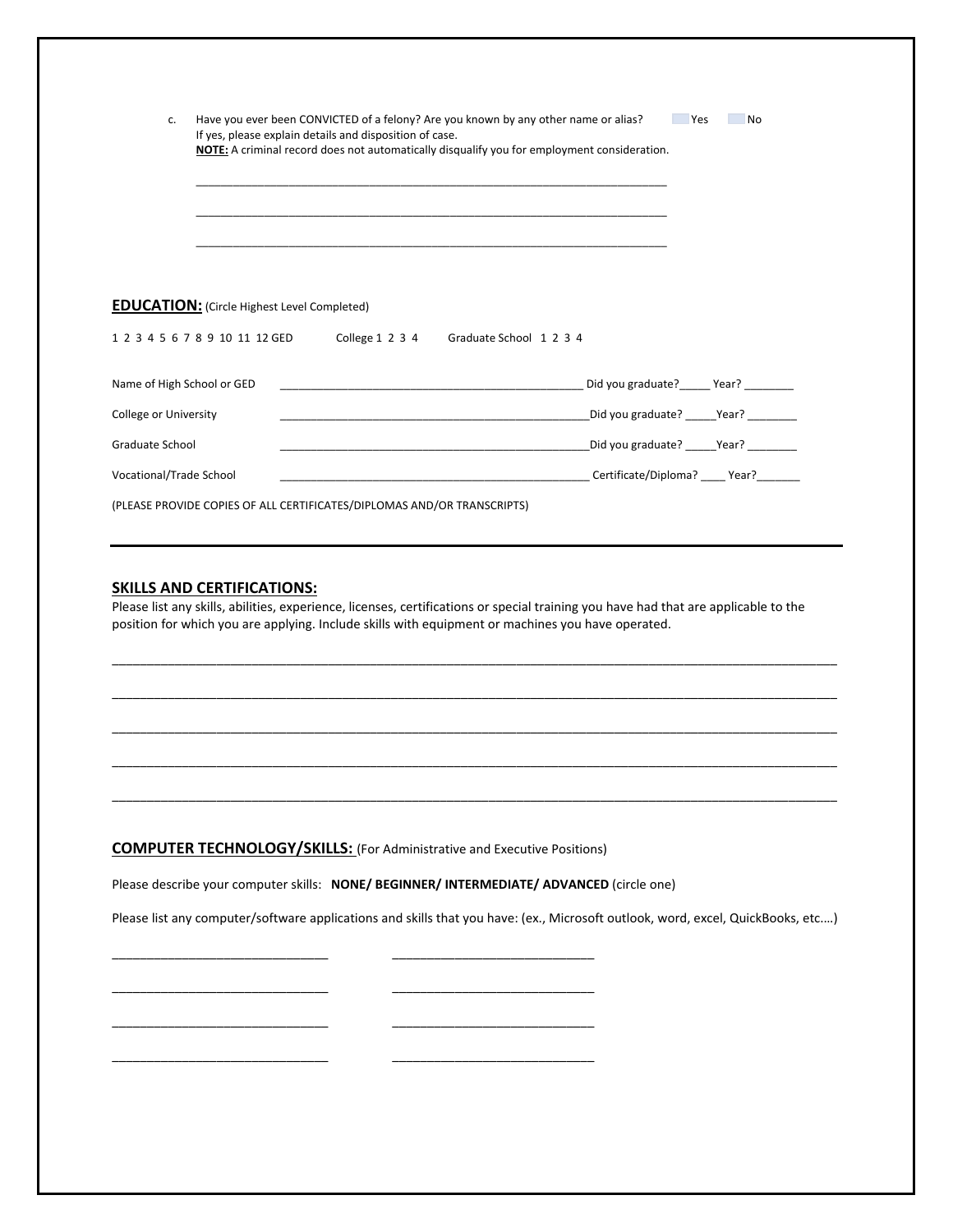c. Have you ever been CONVICTED of a felony? Are you known by any other name or alias? ☐ Yes ☐ No
If yes, please explain details and disposition of case.
**NOTE:** A criminal record does not automatically disqualify you for employment consideration.

___________________________________________________________________________

___________________________________________________________________________

___________________________________________________________________________

## EDUCATION: (Circle Highest Level Completed)

1 2 3 4 5 6 7 8 9 10 11 12 GED        College 1 2 3 4        Graduate School 1 2 3 4

Name of High School or GED ________________________________________________ Did you graduate?_____ Year? ________

College or University ________________________________________________ Did you graduate? _____Year? ________

Graduate School ________________________________________________ Did you graduate? _____Year? ________

Vocational/Trade School ________________________________________________ Certificate/Diploma? ____ Year?_______

(PLEASE PROVIDE COPIES OF ALL CERTIFICATES/DIPLOMAS AND/OR TRANSCRIPTS)

---

## SKILLS AND CERTIFICATIONS:

Please list any skills, abilities, experience, licenses, certifications or special training you have had that are applicable to the position for which you are applying. Include skills with equipment or machines you have operated.

______________________________________________________________________________________________

______________________________________________________________________________________________

______________________________________________________________________________________________

______________________________________________________________________________________________

______________________________________________________________________________________________

## COMPUTER TECHNOLOGY/SKILLS: (For Administrative and Executive Positions)

Please describe your computer skills: **NONE/ BEGINNER/ INTERMEDIATE/ ADVANCED** (circle one)

Please list any computer/software applications and skills that you have: (ex., Microsoft outlook, word, excel, QuickBooks, etc.…)

______________________________        ____________________________

______________________________        ____________________________

______________________________        ____________________________

______________________________        ____________________________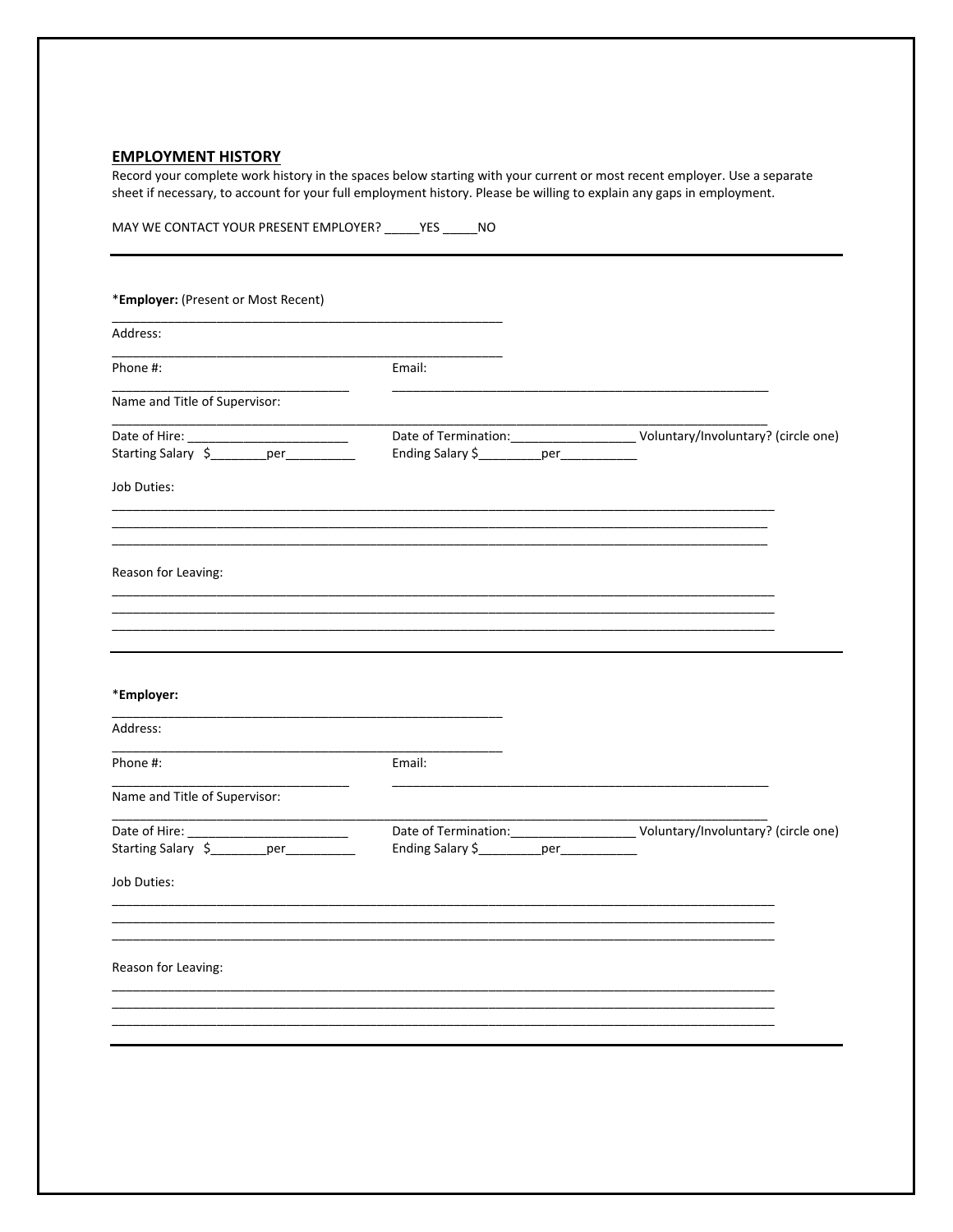## EMPLOYMENT HISTORY

Record your complete work history in the spaces below starting with your current or most recent employer. Use a separate sheet if necessary, to account for your full employment history. Please be willing to explain any gaps in employment.

MAY WE CONTACT YOUR PRESENT EMPLOYER? _____YES _____NO

---

*__Employer:__ (Present or Most Recent)

_______________________________________________________

Address:

_______________________________________________________

Phone #: _______________________________ Email: _______________________________________________________

Name and Title of Supervisor:

_____________________________________________________________________________________________

Date of Hire: _______________________ Date of Termination:_________________ Voluntary/Involuntary? (circle one)

Starting Salary $________per__________ Ending Salary $_________per___________

Job Duties:

_____________________________________________________________________________________________
_____________________________________________________________________________________________
_____________________________________________________________________________________________

Reason for Leaving:

_____________________________________________________________________________________________
_____________________________________________________________________________________________
_____________________________________________________________________________________________

---

*__Employer:__

_______________________________________________________

Address:

_______________________________________________________

Phone #: _______________________________ Email: _______________________________________________________

Name and Title of Supervisor:

_____________________________________________________________________________________________

Date of Hire: _______________________ Date of Termination:_________________ Voluntary/Involuntary? (circle one)

Starting Salary $________per__________ Ending Salary $_________per___________

Job Duties:

_____________________________________________________________________________________________
_____________________________________________________________________________________________
_____________________________________________________________________________________________

Reason for Leaving:

_____________________________________________________________________________________________
_____________________________________________________________________________________________
_____________________________________________________________________________________________

---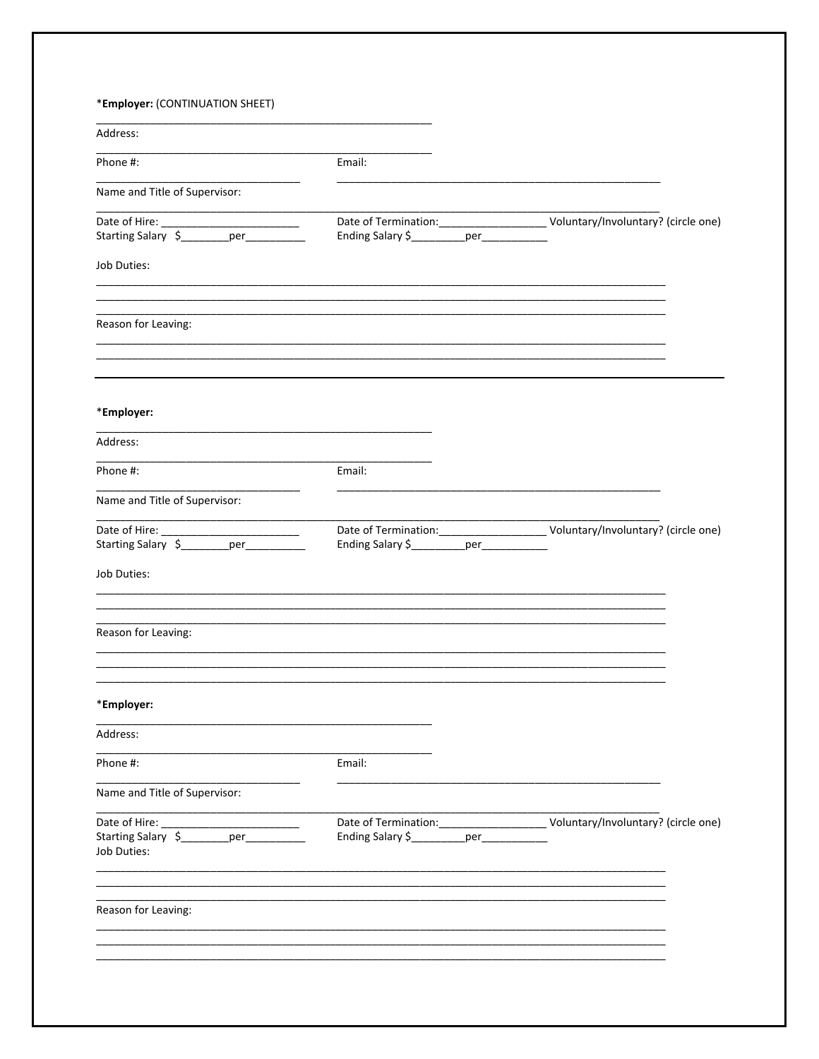*Employer: (CONTINUATION SHEET)

_______________________________________________________

Address:

_______________________________________________________

Phone #: ________________________________ Email: ____________________________________________________

Name and Title of Supervisor:

______________________________________________________________________________________________

Date of Hire: _______________________ Date of Termination:_________________ Voluntary/Involuntary? (circle one)

Starting Salary $________per_________ Ending Salary $_________per__________

Job Duties:

______________________________________________________________________________________________

______________________________________________________________________________________________

______________________________________________________________________________________________

Reason for Leaving:

______________________________________________________________________________________________

______________________________________________________________________________________________

---

*Employer:

_______________________________________________________

Address:

_______________________________________________________

Phone #: ________________________________ Email: ____________________________________________________

Name and Title of Supervisor:

______________________________________________________________________________________________

Date of Hire: _______________________ Date of Termination:_________________ Voluntary/Involuntary? (circle one)

Starting Salary $________per_________ Ending Salary $_________per__________

Job Duties:

______________________________________________________________________________________________

______________________________________________________________________________________________

______________________________________________________________________________________________

Reason for Leaving:

______________________________________________________________________________________________

______________________________________________________________________________________________

______________________________________________________________________________________________

*Employer:

_______________________________________________________

Address:

_______________________________________________________

Phone #: ________________________________ Email: ____________________________________________________

Name and Title of Supervisor:

______________________________________________________________________________________________

Date of Hire: _______________________ Date of Termination:_________________ Voluntary/Involuntary? (circle one)

Starting Salary $________per_________ Ending Salary $_________per__________

Job Duties:

______________________________________________________________________________________________

______________________________________________________________________________________________

______________________________________________________________________________________________

Reason for Leaving:

______________________________________________________________________________________________

______________________________________________________________________________________________

______________________________________________________________________________________________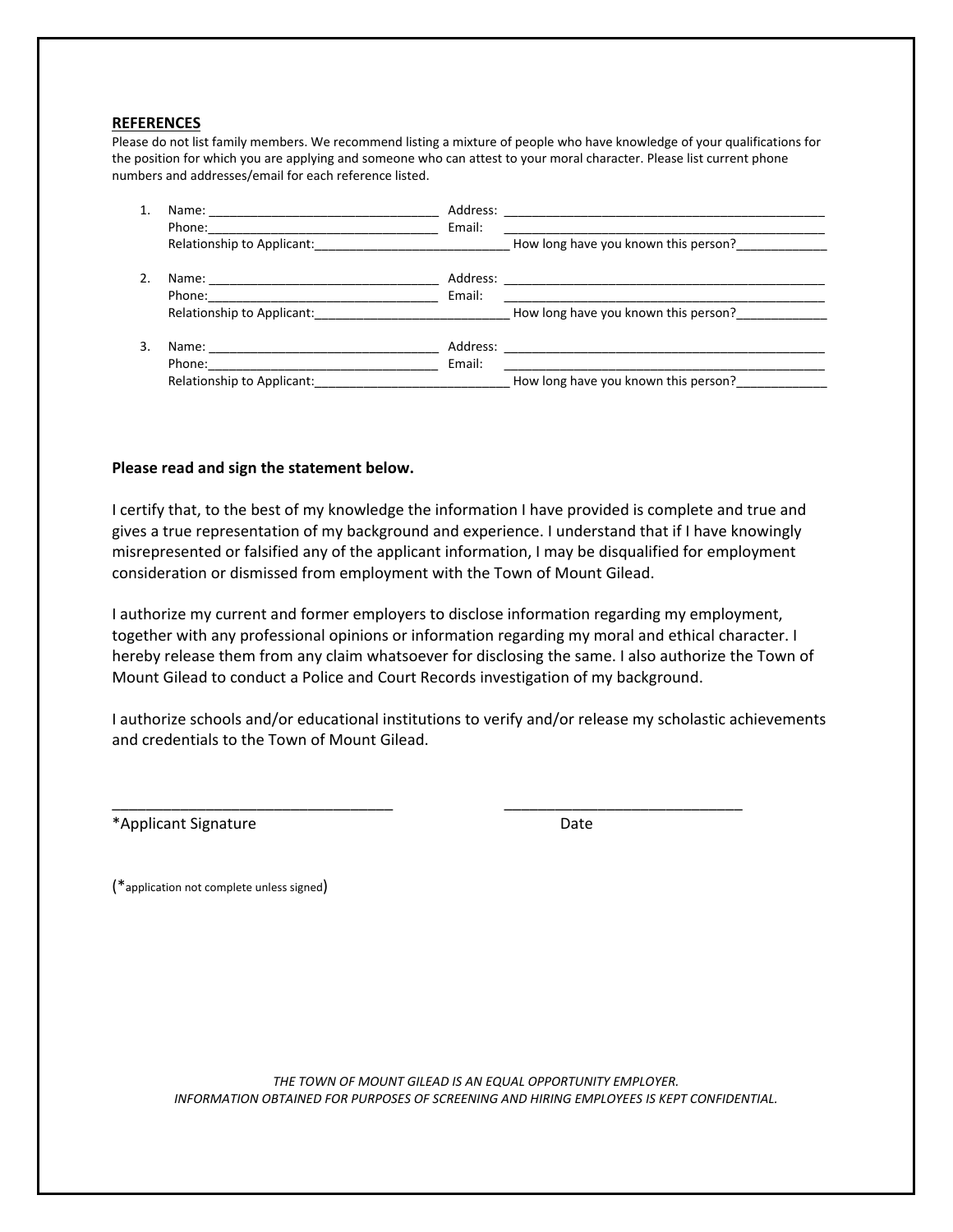## REFERENCES

Please do not list family members. We recommend listing a mixture of people who have knowledge of your qualifications for the position for which you are applying and someone who can attest to your moral character. Please list current phone numbers and addresses/email for each reference listed.

1. Name: _______________________________ Address: _______________________________________________
   Phone:_______________________________ Email: _______________________________________________
   Relationship to Applicant:___________________________ How long have you known this person?____________

2. Name: _______________________________ Address: _______________________________________________
   Phone:_______________________________ Email: _______________________________________________
   Relationship to Applicant:___________________________ How long have you known this person?____________

3. Name: _______________________________ Address: _______________________________________________
   Phone:_______________________________ Email: _______________________________________________
   Relationship to Applicant:___________________________ How long have you known this person?____________

**Please read and sign the statement below.**

I certify that, to the best of my knowledge the information I have provided is complete and true and gives a true representation of my background and experience. I understand that if I have knowingly misrepresented or falsified any of the applicant information, I may be disqualified for employment consideration or dismissed from employment with the Town of Mount Gilead.

I authorize my current and former employers to disclose information regarding my employment, together with any professional opinions or information regarding my moral and ethical character. I hereby release them from any claim whatsoever for disclosing the same. I also authorize the Town of Mount Gilead to conduct a Police and Court Records investigation of my background.

I authorize schools and/or educational institutions to verify and/or release my scholastic achievements and credentials to the Town of Mount Gilead.

_________________________________ \_\_\_\_\_\_\_\_\_\_\_\_\_\_\_\_\_\_\_\_\_\_\_\_\_\_\_\_\_\_
*Applicant Signature Date

(*application not complete unless signed)

*THE TOWN OF MOUNT GILEAD IS AN EQUAL OPPORTUNITY EMPLOYER.*
*INFORMATION OBTAINED FOR PURPOSES OF SCREENING AND HIRING EMPLOYEES IS KEPT CONFIDENTIAL.*